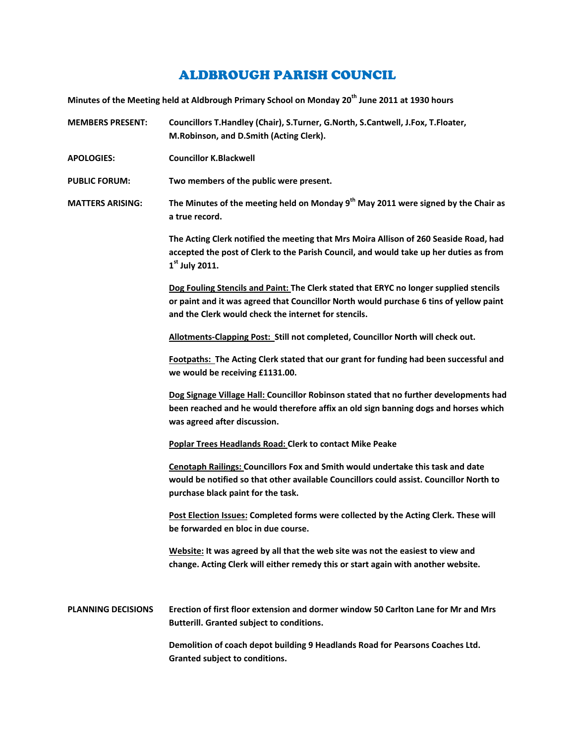# ALDBROUGH PARISH COUNCIL

**Minutes of the Meeting held at Aldbrough Primary School on Monday 20th June 2011 at 1930 hours**

**MEMBERS PRESENT:** Councillors T.Handley (Chair), S.Turner, G.North, S.Cantwell, J.Fox, T.Floater, M.Robinson, and D.Smith (Acting Clerk).

**APOLOGIES:** Councillor K.Blackwell

**PUBLIC FORUM:** Two members of the public were present.

**MATTERS ARISING:** The Minutes of the meeting held on Monday 9th May 2011 were signed by the Chair as a true record.

The Acting Clerk notified the meeting that Mrs Moira Allison of 260 Seaside Road, had accepted the post of Clerk to the Parish Council, and would take up her duties as from 1st July 2011.

**Dog Fouling Stencils and Paint:** The Clerk stated that ERYC no longer supplied stencils or paint and it was agreed that Councillor North would purchase 6 tins of yellow paint and the Clerk would check the internet for stencils.

**Allotments-Clapping Post:** Still not completed, Councillor North will check out.

**Footpaths:** The Acting Clerk stated that our grant for funding had been successful and we would be receiving £1131.00.

**Dog Signage Village Hall:** Councillor Robinson stated that no further developments had been reached and he would therefore affix an old sign banning dogs and horses which was agreed after discussion.

**Poplar Trees Headlands Road:** Clerk to contact Mike Peake

**Cenotaph Railings:** Councillors Fox and Smith would undertake this task and date would be notified so that other available Councillors could assist. Councillor North to purchase black paint for the task.

**Post Election Issues:** Completed forms were collected by the Acting Clerk. These will be forwarded en bloc in due course.

**Website:** It was agreed by all that the web site was not the easiest to view and change. Acting Clerk will either remedy this or start again with another website.

**PLANNING DECISIONS** Erection of first floor extension and dormer window 50 Carlton Lane for Mr and Mrs Butterill. Granted subject to conditions.

Demolition of coach depot building 9 Headlands Road for Pearsons Coaches Ltd. Granted subject to conditions.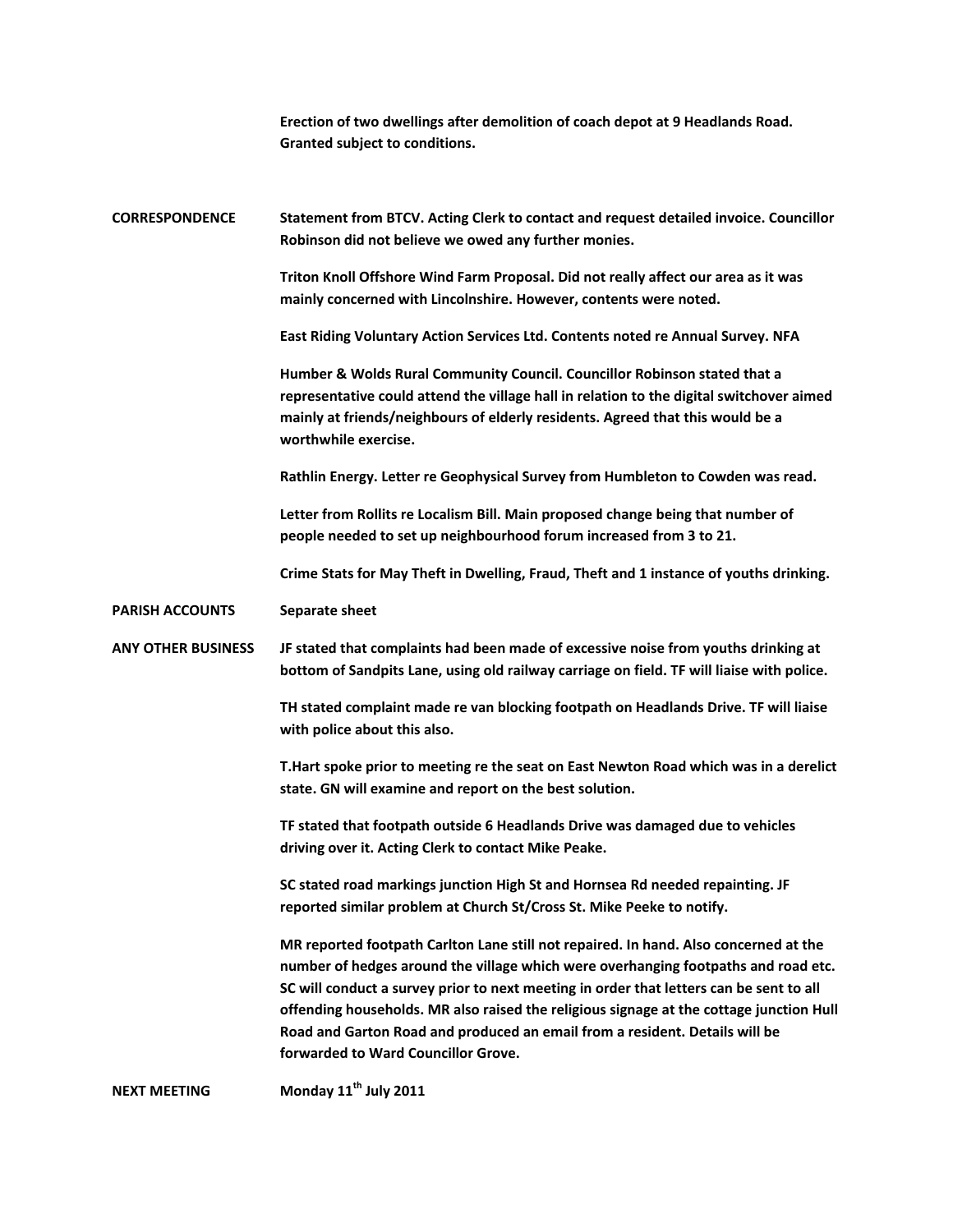**Erection of two dwellings after demolition of coach depot at 9 Headlands Road. Granted subject to conditions.**

**CORRESPONDENCE**

**Statement from BTCV. Acting Clerk to contact and request detailed invoice. Councillor Robinson did not believe we owed any further monies.**

**Triton Knoll Offshore Wind Farm Proposal. Did not really affect our area as it was mainly concerned with Lincolnshire. However, contents were noted.**

**East Riding Voluntary Action Services Ltd. Contents noted re Annual Survey. NFA**

**Humber & Wolds Rural Community Council. Councillor Robinson stated that a representative could attend the village hall in relation to the digital switchover aimed mainly at friends/neighbours of elderly residents. Agreed that this would be a worthwhile exercise.**

**Rathlin Energy. Letter re Geophysical Survey from Humbleton to Cowden was read.**

**Letter from Rollits re Localism Bill. Main proposed change being that number of people needed to set up neighbourhood forum increased from 3 to 21.**

**Crime Stats for May Theft in Dwelling, Fraud, Theft and 1 instance of youths drinking.**

**PARISH ACCOUNTS**

**Separate sheet**

**ANY OTHER BUSINESS**

**JF stated that complaints had been made of excessive noise from youths drinking at bottom of Sandpits Lane, using old railway carriage on field. TF will liaise with police.**

**TH stated complaint made re van blocking footpath on Headlands Drive. TF will liaise with police about this also.**

**T.Hart spoke prior to meeting re the seat on East Newton Road which was in a derelict state. GN will examine and report on the best solution.**

**TF stated that footpath outside 6 Headlands Drive was damaged due to vehicles driving over it. Acting Clerk to contact Mike Peake.**

**SC stated road markings junction High St and Hornsea Rd needed repainting. JF reported similar problem at Church St/Cross St. Mike Peeke to notify.**

**MR reported footpath Carlton Lane still not repaired. In hand. Also concerned at the number of hedges around the village which were overhanging footpaths and road etc. SC will conduct a survey prior to next meeting in order that letters can be sent to all offending households. MR also raised the religious signage at the cottage junction Hull Road and Garton Road and produced an email from a resident. Details will be forwarded to Ward Councillor Grove.**

**NEXT MEETING**

**Monday 11th July 2011**